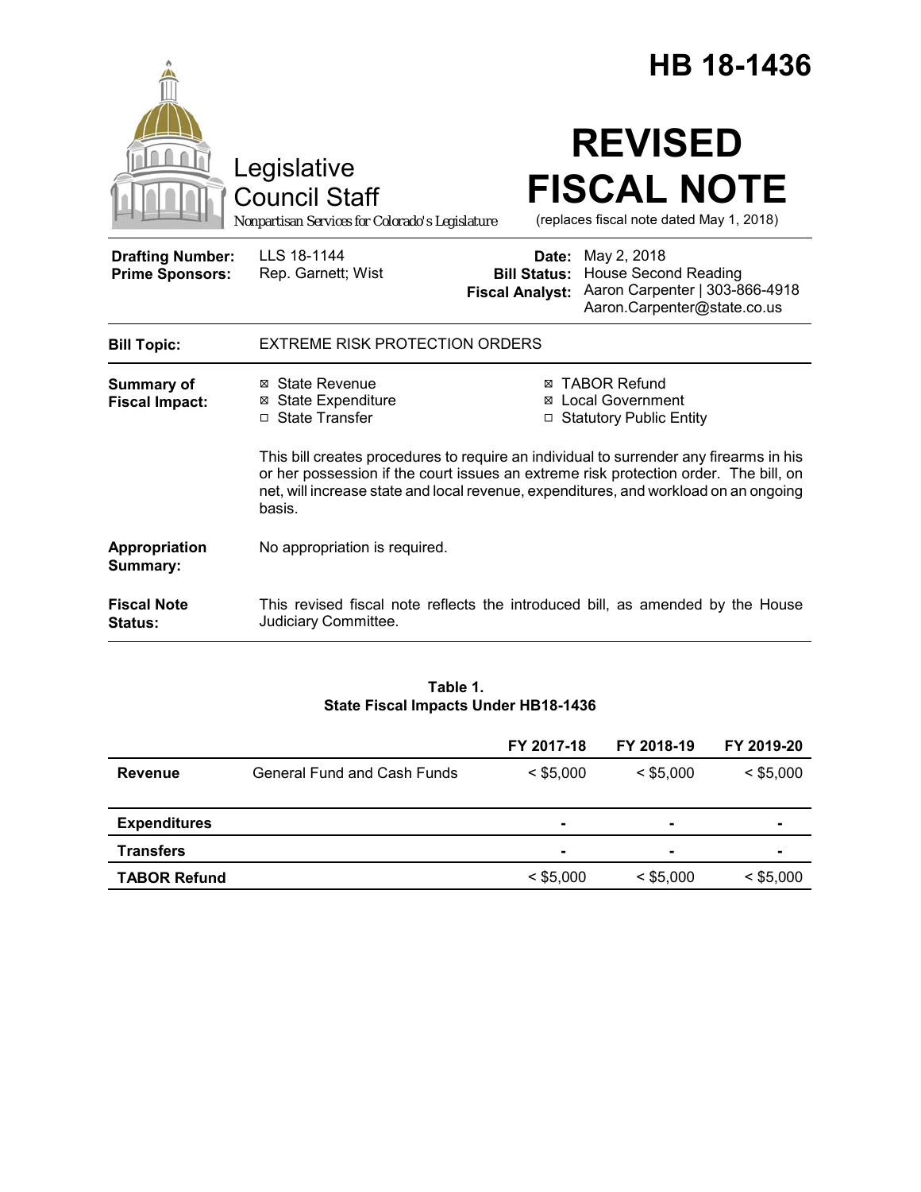# HB 18-1436

Legislative Council Staff
*Nonpartisan Services for Colorado's Legislature*

# REVISED FISCAL NOTE

(replaces fiscal note dated May 1, 2018)

**Drafting Number:** LLS 18-1144
**Prime Sponsors:** Rep. Garnett; Wist

**Date:** May 2, 2018
**Bill Status:** House Second Reading
**Fiscal Analyst:** Aaron Carpenter | 303-866-4918 Aaron.Carpenter@state.co.us

**Bill Topic:** EXTREME RISK PROTECTION ORDERS

**Summary of Fiscal Impact:**

- ☒ State Revenue
- ☒ State Expenditure
- ☐ State Transfer
- ☒ TABOR Refund
- ☒ Local Government
- ☐ Statutory Public Entity

This bill creates procedures to require an individual to surrender any firearms in his or her possession if the court issues an extreme risk protection order. The bill, on net, will increase state and local revenue, expenditures, and workload on an ongoing basis.

**Appropriation Summary:** No appropriation is required.

**Fiscal Note Status:** This revised fiscal note reflects the introduced bill, as amended by the House Judiciary Committee.

**Table 1.**
**State Fiscal Impacts Under HB18-1436**

| | | FY 2017-18 | FY 2018-19 | FY 2019-20 |
|---|---|---|---|---|
| **Revenue** | General Fund and Cash Funds | < $5,000 | < $5,000 | < $5,000 |
| **Expenditures** | | - | - | - |
| **Transfers** | | - | - | - |
| **TABOR Refund** | | < $5,000 | < $5,000 | < $5,000 |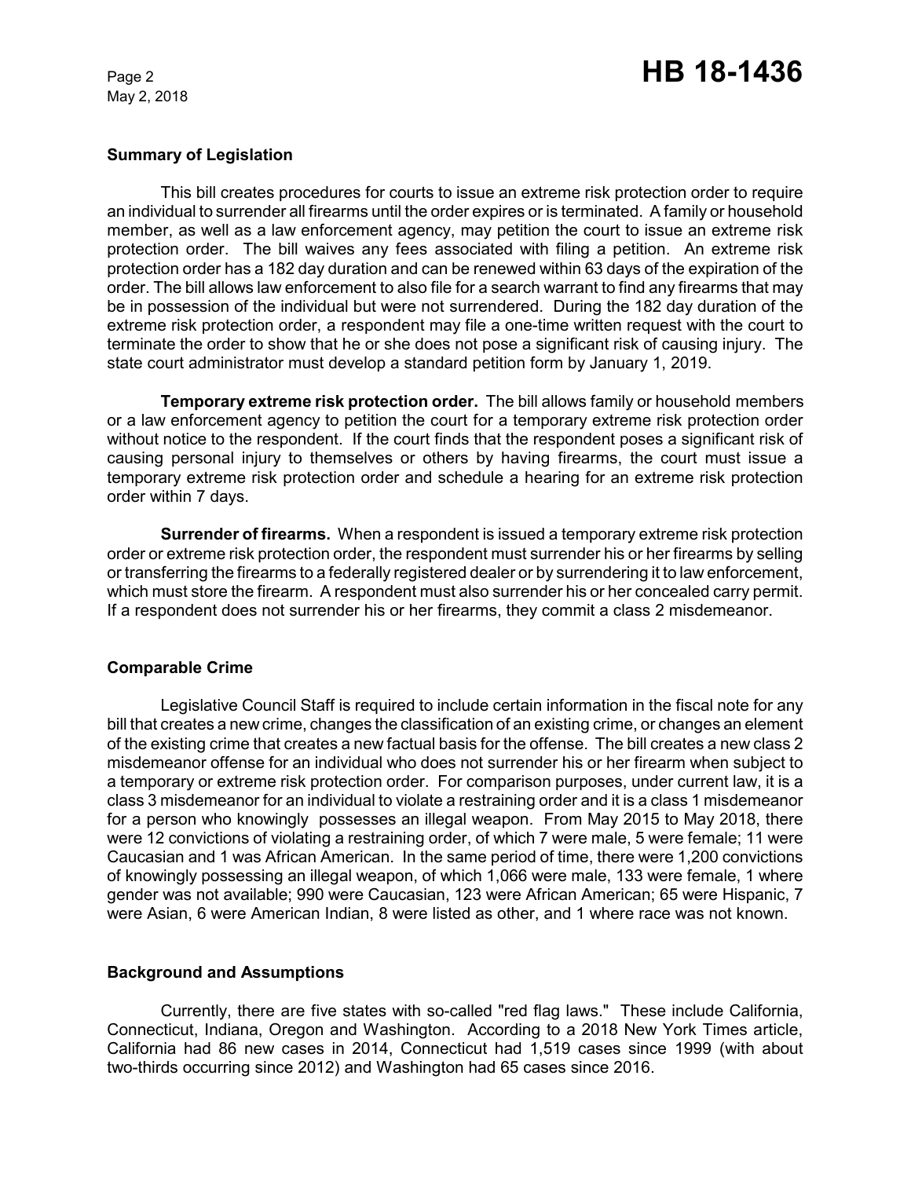## Summary of Legislation

This bill creates procedures for courts to issue an extreme risk protection order to require an individual to surrender all firearms until the order expires or is terminated. A family or household member, as well as a law enforcement agency, may petition the court to issue an extreme risk protection order. The bill waives any fees associated with filing a petition. An extreme risk protection order has a 182 day duration and can be renewed within 63 days of the expiration of the order. The bill allows law enforcement to also file for a search warrant to find any firearms that may be in possession of the individual but were not surrendered. During the 182 day duration of the extreme risk protection order, a respondent may file a one-time written request with the court to terminate the order to show that he or she does not pose a significant risk of causing injury. The state court administrator must develop a standard petition form by January 1, 2019.

**Temporary extreme risk protection order.** The bill allows family or household members or a law enforcement agency to petition the court for a temporary extreme risk protection order without notice to the respondent. If the court finds that the respondent poses a significant risk of causing personal injury to themselves or others by having firearms, the court must issue a temporary extreme risk protection order and schedule a hearing for an extreme risk protection order within 7 days.

**Surrender of firearms.** When a respondent is issued a temporary extreme risk protection order or extreme risk protection order, the respondent must surrender his or her firearms by selling or transferring the firearms to a federally registered dealer or by surrendering it to law enforcement, which must store the firearm. A respondent must also surrender his or her concealed carry permit. If a respondent does not surrender his or her firearms, they commit a class 2 misdemeanor.

## Comparable Crime

Legislative Council Staff is required to include certain information in the fiscal note for any bill that creates a new crime, changes the classification of an existing crime, or changes an element of the existing crime that creates a new factual basis for the offense. The bill creates a new class 2 misdemeanor offense for an individual who does not surrender his or her firearm when subject to a temporary or extreme risk protection order. For comparison purposes, under current law, it is a class 3 misdemeanor for an individual to violate a restraining order and it is a class 1 misdemeanor for a person who knowingly possesses an illegal weapon. From May 2015 to May 2018, there were 12 convictions of violating a restraining order, of which 7 were male, 5 were female; 11 were Caucasian and 1 was African American. In the same period of time, there were 1,200 convictions of knowingly possessing an illegal weapon, of which 1,066 were male, 133 were female, 1 where gender was not available; 990 were Caucasian, 123 were African American; 65 were Hispanic, 7 were Asian, 6 were American Indian, 8 were listed as other, and 1 where race was not known.

## Background and Assumptions

Currently, there are five states with so-called "red flag laws." These include California, Connecticut, Indiana, Oregon and Washington. According to a 2018 New York Times article, California had 86 new cases in 2014, Connecticut had 1,519 cases since 1999 (with about two-thirds occurring since 2012) and Washington had 65 cases since 2016.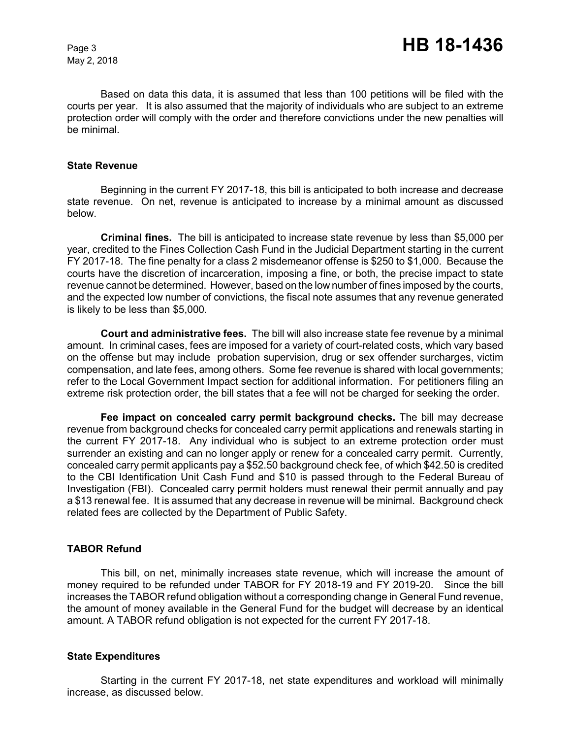Based on data this data, it is assumed that less than 100 petitions will be filed with the courts per year. It is also assumed that the majority of individuals who are subject to an extreme protection order will comply with the order and therefore convictions under the new penalties will be minimal.

### State Revenue

Beginning in the current FY 2017-18, this bill is anticipated to both increase and decrease state revenue. On net, revenue is anticipated to increase by a minimal amount as discussed below.

**Criminal fines.** The bill is anticipated to increase state revenue by less than $5,000 per year, credited to the Fines Collection Cash Fund in the Judicial Department starting in the current FY 2017-18. The fine penalty for a class 2 misdemeanor offense is $250 to $1,000. Because the courts have the discretion of incarceration, imposing a fine, or both, the precise impact to state revenue cannot be determined. However, based on the low number of fines imposed by the courts, and the expected low number of convictions, the fiscal note assumes that any revenue generated is likely to be less than $5,000.

**Court and administrative fees.** The bill will also increase state fee revenue by a minimal amount. In criminal cases, fees are imposed for a variety of court-related costs, which vary based on the offense but may include probation supervision, drug or sex offender surcharges, victim compensation, and late fees, among others. Some fee revenue is shared with local governments; refer to the Local Government Impact section for additional information. For petitioners filing an extreme risk protection order, the bill states that a fee will not be charged for seeking the order.

**Fee impact on concealed carry permit background checks.** The bill may decrease revenue from background checks for concealed carry permit applications and renewals starting in the current FY 2017-18. Any individual who is subject to an extreme protection order must surrender an existing and can no longer apply or renew for a concealed carry permit. Currently, concealed carry permit applicants pay a $52.50 background check fee, of which $42.50 is credited to the CBI Identification Unit Cash Fund and $10 is passed through to the Federal Bureau of Investigation (FBI). Concealed carry permit holders must renewal their permit annually and pay a $13 renewal fee. It is assumed that any decrease in revenue will be minimal. Background check related fees are collected by the Department of Public Safety.

### TABOR Refund

This bill, on net, minimally increases state revenue, which will increase the amount of money required to be refunded under TABOR for FY 2018-19 and FY 2019-20. Since the bill increases the TABOR refund obligation without a corresponding change in General Fund revenue, the amount of money available in the General Fund for the budget will decrease by an identical amount. A TABOR refund obligation is not expected for the current FY 2017-18.

### State Expenditures

Starting in the current FY 2017-18, net state expenditures and workload will minimally increase, as discussed below.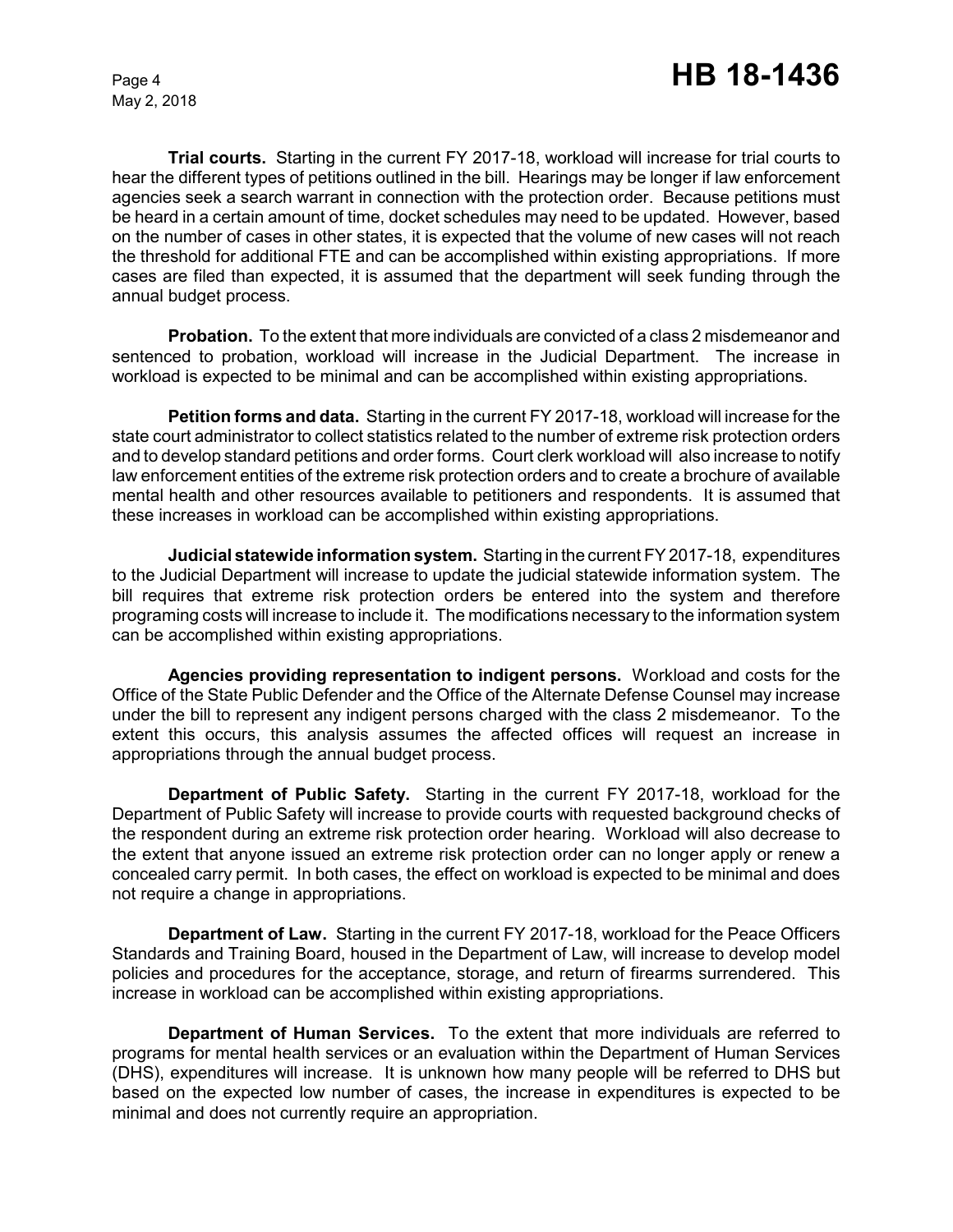**Trial courts.** Starting in the current FY 2017-18, workload will increase for trial courts to hear the different types of petitions outlined in the bill. Hearings may be longer if law enforcement agencies seek a search warrant in connection with the protection order. Because petitions must be heard in a certain amount of time, docket schedules may need to be updated. However, based on the number of cases in other states, it is expected that the volume of new cases will not reach the threshold for additional FTE and can be accomplished within existing appropriations. If more cases are filed than expected, it is assumed that the department will seek funding through the annual budget process.

**Probation.** To the extent that more individuals are convicted of a class 2 misdemeanor and sentenced to probation, workload will increase in the Judicial Department. The increase in workload is expected to be minimal and can be accomplished within existing appropriations.

**Petition forms and data.** Starting in the current FY 2017-18, workload will increase for the state court administrator to collect statistics related to the number of extreme risk protection orders and to develop standard petitions and order forms. Court clerk workload will also increase to notify law enforcement entities of the extreme risk protection orders and to create a brochure of available mental health and other resources available to petitioners and respondents. It is assumed that these increases in workload can be accomplished within existing appropriations.

**Judicial statewide information system.** Starting in the current FY 2017-18, expenditures to the Judicial Department will increase to update the judicial statewide information system. The bill requires that extreme risk protection orders be entered into the system and therefore programing costs will increase to include it. The modifications necessary to the information system can be accomplished within existing appropriations.

**Agencies providing representation to indigent persons.** Workload and costs for the Office of the State Public Defender and the Office of the Alternate Defense Counsel may increase under the bill to represent any indigent persons charged with the class 2 misdemeanor. To the extent this occurs, this analysis assumes the affected offices will request an increase in appropriations through the annual budget process.

**Department of Public Safety.** Starting in the current FY 2017-18, workload for the Department of Public Safety will increase to provide courts with requested background checks of the respondent during an extreme risk protection order hearing. Workload will also decrease to the extent that anyone issued an extreme risk protection order can no longer apply or renew a concealed carry permit. In both cases, the effect on workload is expected to be minimal and does not require a change in appropriations.

**Department of Law.** Starting in the current FY 2017-18, workload for the Peace Officers Standards and Training Board, housed in the Department of Law, will increase to develop model policies and procedures for the acceptance, storage, and return of firearms surrendered. This increase in workload can be accomplished within existing appropriations.

**Department of Human Services.** To the extent that more individuals are referred to programs for mental health services or an evaluation within the Department of Human Services (DHS), expenditures will increase. It is unknown how many people will be referred to DHS but based on the expected low number of cases, the increase in expenditures is expected to be minimal and does not currently require an appropriation.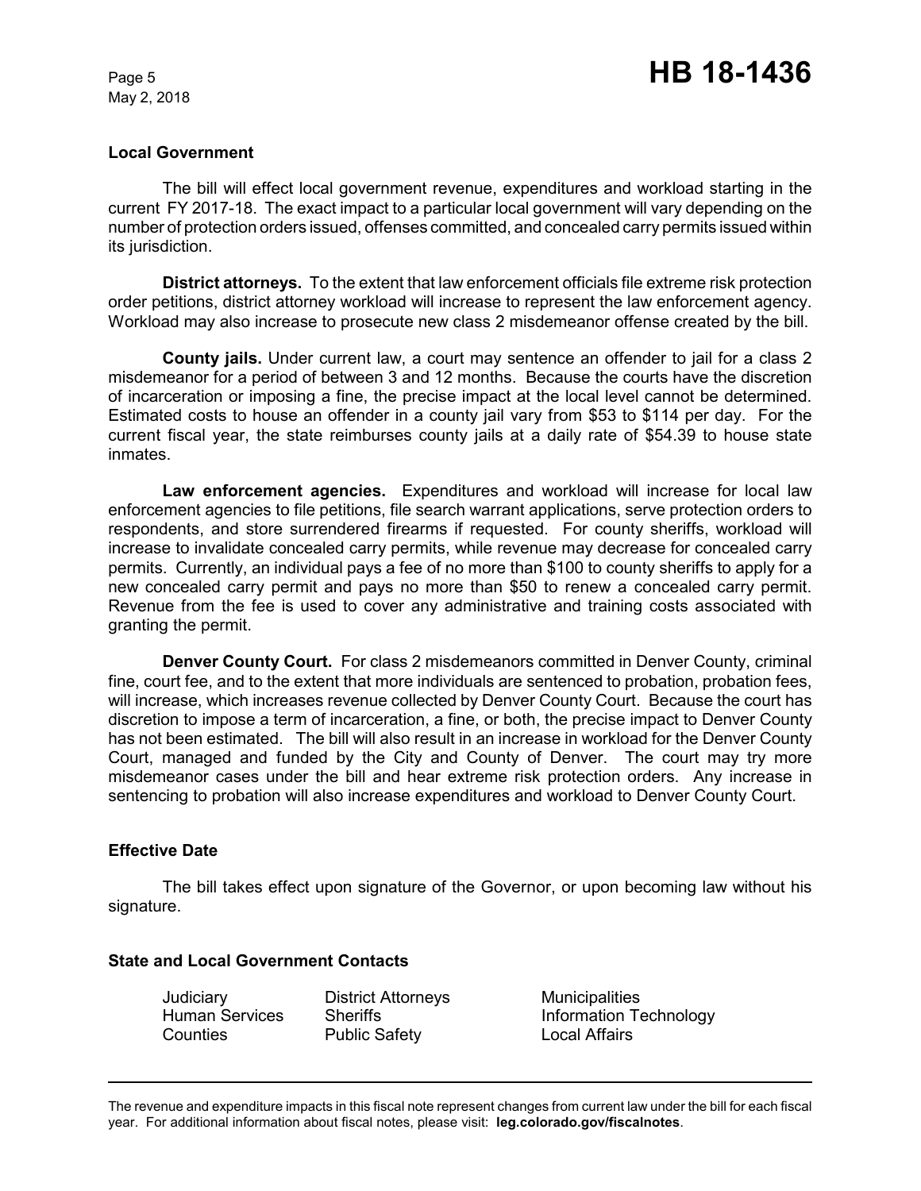### Local Government

The bill will effect local government revenue, expenditures and workload starting in the current FY 2017-18. The exact impact to a particular local government will vary depending on the number of protection orders issued, offenses committed, and concealed carry permits issued within its jurisdiction.

**District attorneys.** To the extent that law enforcement officials file extreme risk protection order petitions, district attorney workload will increase to represent the law enforcement agency. Workload may also increase to prosecute new class 2 misdemeanor offense created by the bill.

**County jails.** Under current law, a court may sentence an offender to jail for a class 2 misdemeanor for a period of between 3 and 12 months. Because the courts have the discretion of incarceration or imposing a fine, the precise impact at the local level cannot be determined. Estimated costs to house an offender in a county jail vary from $53 to $114 per day. For the current fiscal year, the state reimburses county jails at a daily rate of $54.39 to house state inmates.

**Law enforcement agencies.** Expenditures and workload will increase for local law enforcement agencies to file petitions, file search warrant applications, serve protection orders to respondents, and store surrendered firearms if requested. For county sheriffs, workload will increase to invalidate concealed carry permits, while revenue may decrease for concealed carry permits. Currently, an individual pays a fee of no more than $100 to county sheriffs to apply for a new concealed carry permit and pays no more than $50 to renew a concealed carry permit. Revenue from the fee is used to cover any administrative and training costs associated with granting the permit.

**Denver County Court.** For class 2 misdemeanors committed in Denver County, criminal fine, court fee, and to the extent that more individuals are sentenced to probation, probation fees, will increase, which increases revenue collected by Denver County Court. Because the court has discretion to impose a term of incarceration, a fine, or both, the precise impact to Denver County has not been estimated. The bill will also result in an increase in workload for the Denver County Court, managed and funded by the City and County of Denver. The court may try more misdemeanor cases under the bill and hear extreme risk protection orders. Any increase in sentencing to probation will also increase expenditures and workload to Denver County Court.

### Effective Date

The bill takes effect upon signature of the Governor, or upon becoming law without his signature.

### State and Local Government Contacts

| | | |
|---|---|---|
| Judiciary | District Attorneys | Municipalities |
| Human Services | Sheriffs | Information Technology |
| Counties | Public Safety | Local Affairs |

The revenue and expenditure impacts in this fiscal note represent changes from current law under the bill for each fiscal year. For additional information about fiscal notes, please visit: **leg.colorado.gov/fiscalnotes**.